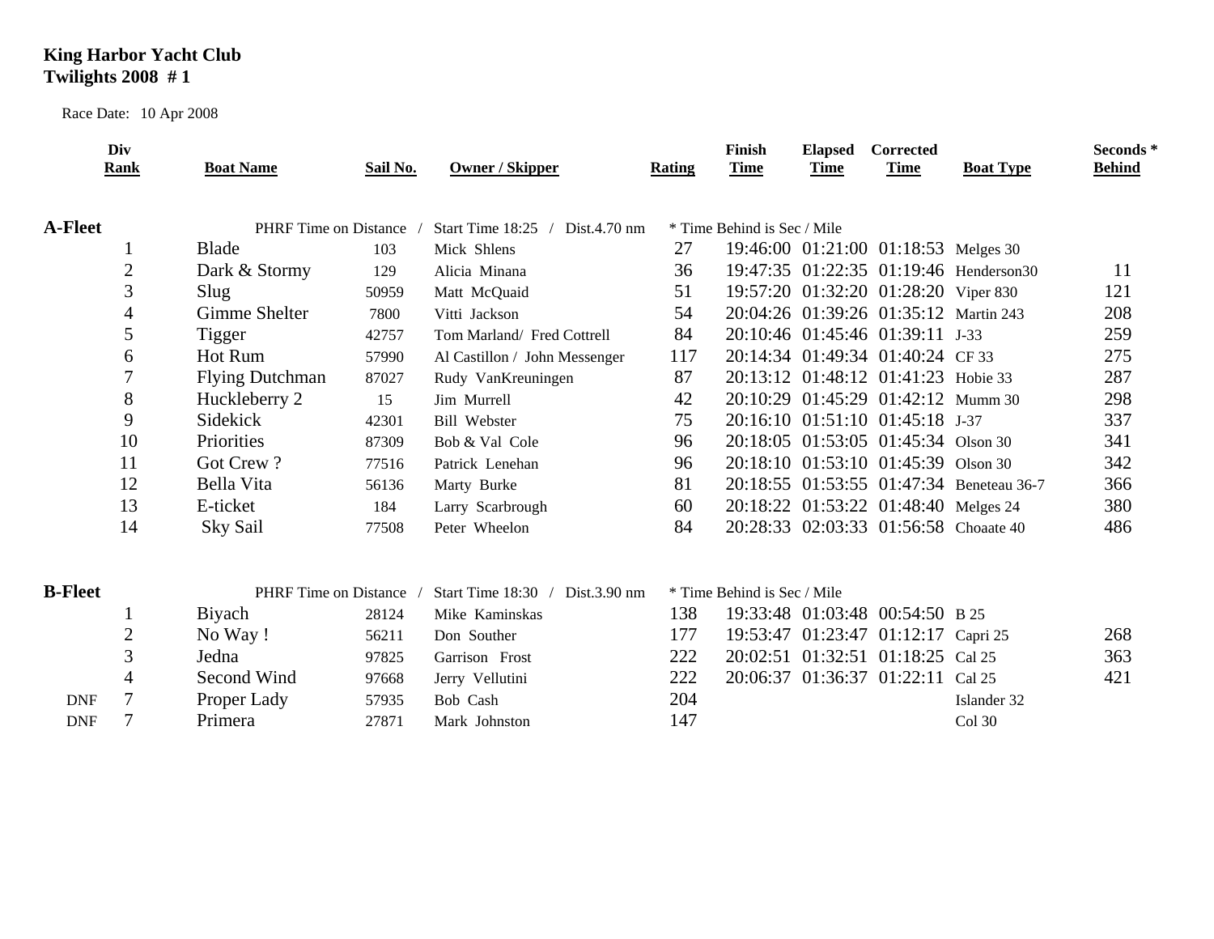**King Harbor Yacht Club**
**Twilights 2008 # 1**

Race Date: 10 Apr 2008

| Div Rank | Boat Name | Sail No. | Owner / Skipper | Rating | Finish Time | Elapsed Time | Corrected Time | Boat Type | Seconds * Behind |
|---|---|---|---|---|---|---|---|---|---|
| **A-Fleet** | PHRF Time on Distance / | | Start Time 18:25 / Dist.4.70 nm | * Time Behind is Sec / Mile | | | | | |
| 1 | Blade | 103 | Mick Shlens | 27 | 19:46:00 | 01:21:00 | 01:18:53 | Melges 30 | |
| 2 | Dark & Stormy | 129 | Alicia Minana | 36 | 19:47:35 | 01:22:35 | 01:19:46 | Henderson30 | 11 |
| 3 | Slug | 50959 | Matt McQuaid | 51 | 19:57:20 | 01:32:20 | 01:28:20 | Viper 830 | 121 |
| 4 | Gimme Shelter | 7800 | Vitti Jackson | 54 | 20:04:26 | 01:39:26 | 01:35:12 | Martin 243 | 208 |
| 5 | Tigger | 42757 | Tom Marland/ Fred Cottrell | 84 | 20:10:46 | 01:45:46 | 01:39:11 | J-33 | 259 |
| 6 | Hot Rum | 57990 | Al Castillon / John Messenger | 117 | 20:14:34 | 01:49:34 | 01:40:24 | CF 33 | 275 |
| 7 | Flying Dutchman | 87027 | Rudy VanKreuningen | 87 | 20:13:12 | 01:48:12 | 01:41:23 | Hobie 33 | 287 |
| 8 | Huckleberry 2 | 15 | Jim Murrell | 42 | 20:10:29 | 01:45:29 | 01:42:12 | Mumm 30 | 298 |
| 9 | Sidekick | 42301 | Bill Webster | 75 | 20:16:10 | 01:51:10 | 01:45:18 | J-37 | 337 |
| 10 | Priorities | 87309 | Bob & Val Cole | 96 | 20:18:05 | 01:53:05 | 01:45:34 | Olson 30 | 341 |
| 11 | Got Crew ? | 77516 | Patrick Lenehan | 96 | 20:18:10 | 01:53:10 | 01:45:39 | Olson 30 | 342 |
| 12 | Bella Vita | 56136 | Marty Burke | 81 | 20:18:55 | 01:53:55 | 01:47:34 | Beneteau 36-7 | 366 |
| 13 | E-ticket | 184 | Larry Scarbrough | 60 | 20:18:22 | 01:53:22 | 01:48:40 | Melges 24 | 380 |
| 14 | Sky Sail | 77508 | Peter Wheelon | 84 | 20:28:33 | 02:03:33 | 01:56:58 | Choaate 40 | 486 |
| **B-Fleet** | PHRF Time on Distance / | | Start Time 18:30 / Dist.3.90 nm | * Time Behind is Sec / Mile | | | | | |
| 1 | Biyach | 28124 | Mike Kaminskas | 138 | 19:33:48 | 01:03:48 | 00:54:50 | B 25 | |
| 2 | No Way ! | 56211 | Don Souther | 177 | 19:53:47 | 01:23:47 | 01:12:17 | Capri 25 | 268 |
| 3 | Jedna | 97825 | Garrison Frost | 222 | 20:02:51 | 01:32:51 | 01:18:25 | Cal 25 | 363 |
| 4 | Second Wind | 97668 | Jerry Vellutini | 222 | 20:06:37 | 01:36:37 | 01:22:11 | Cal 25 | 421 |
| DNF 7 | Proper Lady | 57935 | Bob Cash | 204 | | | | Islander 32 | |
| DNF 7 | Primera | 27871 | Mark Johnston | 147 | | | | Col 30 | |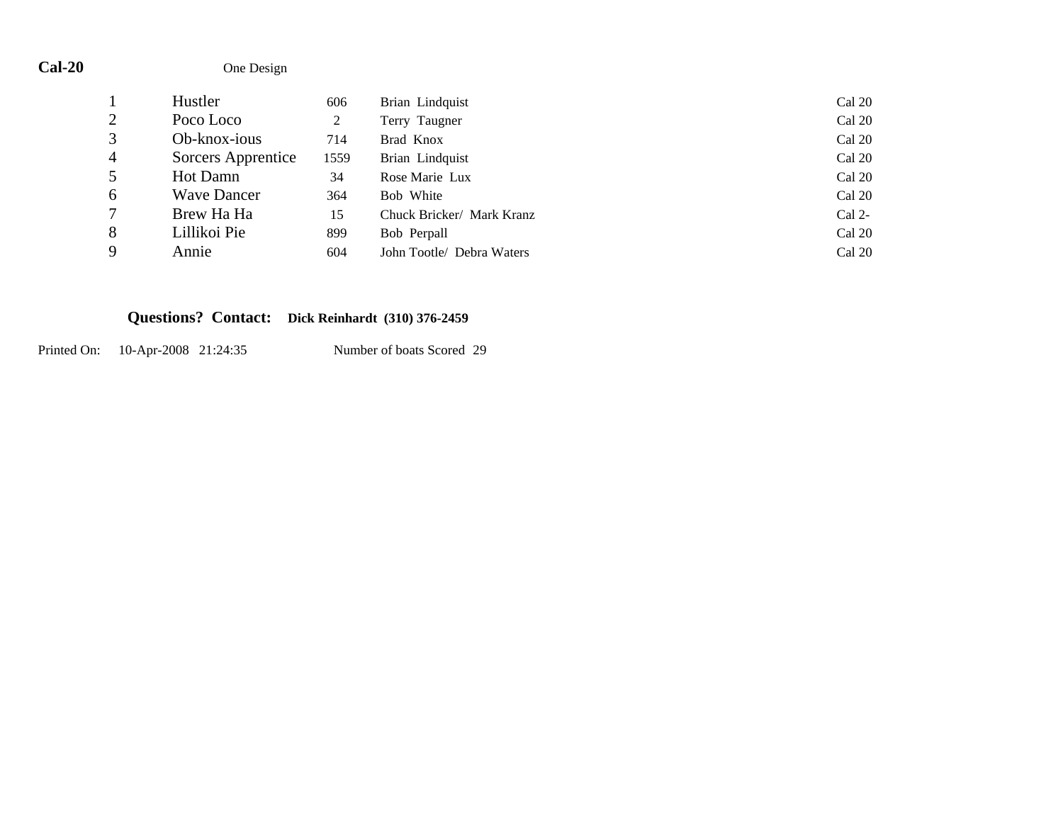**Cal-20** One Design

| | | | | |
|---|---|---|---|---|
| 1 | Hustler | 606 | Brian Lindquist | Cal 20 |
| 2 | Poco Loco | 2 | Terry Taugner | Cal 20 |
| 3 | Ob-knox-ious | 714 | Brad Knox | Cal 20 |
| 4 | Sorcers Apprentice | 1559 | Brian Lindquist | Cal 20 |
| 5 | Hot Damn | 34 | Rose Marie Lux | Cal 20 |
| 6 | Wave Dancer | 364 | Bob White | Cal 20 |
| 7 | Brew Ha Ha | 15 | Chuck Bricker/ Mark Kranz | Cal 2- |
| 8 | Lillikoi Pie | 899 | Bob Perpall | Cal 20 |
| 9 | Annie | 604 | John Tootle/ Debra Waters | Cal 20 |

**Questions? Contact: Dick Reinhardt (310) 376-2459**

Printed On: 10-Apr-2008 21:24:35 Number of boats Scored 29